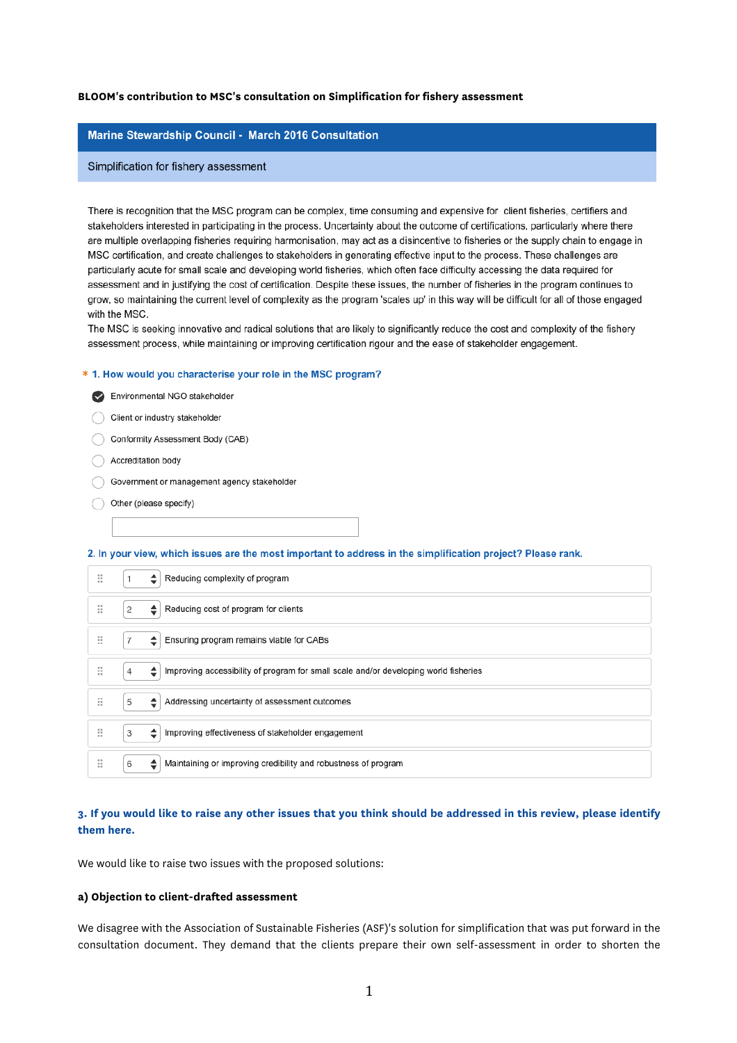**BLOOM's contribution to MSC's consultation on Simplification for fishery assessment**

## Marine Stewardship Council - March 2016 Consultation

### Simplification for fishery assessment

There is recognition that the MSC program can be complex, time consuming and expensive for client fisheries, certifiers and stakeholders interested in participating in the process. Uncertainty about the outcome of certifications, particularly where there are multiple overlapping fisheries requiring harmonisation, may act as a disincentive to fisheries or the supply chain to engage in MSC certification, and create challenges to stakeholders in generating effective input to the process. These challenges are particularly acute for small scale and developing world fisheries, which often face difficulty accessing the data required for assessment and in justifying the cost of certification. Despite these issues, the number of fisheries in the program continues to grow, so maintaining the current level of complexity as the program 'scales up' in this way will be difficult for all of those engaged with the MSC.

The MSC is seeking innovative and radical solutions that are likely to significantly reduce the cost and complexity of the fishery assessment process, while maintaining or improving certification rigour and the ease of stakeholder engagement.

**\* 1. How would you characterise your role in the MSC program?**

- [x] Environmental NGO stakeholder
- [ ] Client or industry stakeholder
- [ ] Conformity Assessment Body (CAB)
- [ ] Accreditation body
- [ ] Government or management agency stakeholder
- [ ] Other (please specify)

**2. In your view, which issues are the most important to address in the simplification project? Please rank.**

| Rank | Issue |
|---|---|
| 1 | Reducing complexity of program |
| 2 | Reducing cost of program for clients |
| 7 | Ensuring program remains viable for CABs |
| 4 | Improving accessibility of program for small scale and/or developing world fisheries |
| 5 | Addressing uncertainty of assessment outcomes |
| 3 | Improving effectiveness of stakeholder engagement |
| 6 | Maintaining or improving credibility and robustness of program |

**3. If you would like to raise any other issues that you think should be addressed in this review, please identify them here.**

We would like to raise two issues with the proposed solutions:

**a) Objection to client-drafted assessment**

We disagree with the Association of Sustainable Fisheries (ASF)'s solution for simplification that was put forward in the consultation document. They demand that the clients prepare their own self-assessment in order to shorten the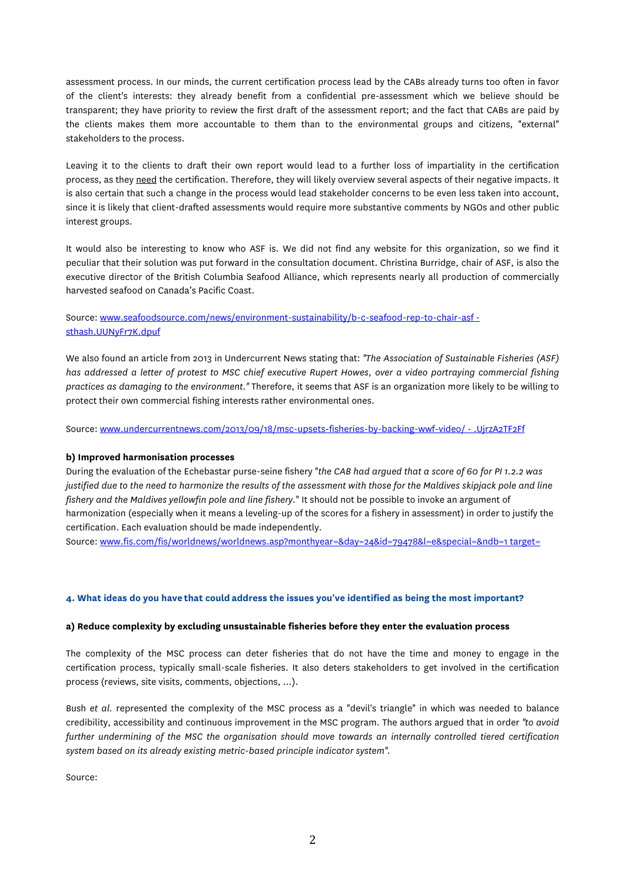assessment process. In our minds, the current certification process lead by the CABs already turns too often in favor of the client's interests: they already benefit from a confidential pre-assessment which we believe should be transparent; they have priority to review the first draft of the assessment report; and the fact that CABs are paid by the clients makes them more accountable to them than to the environmental groups and citizens, "external" stakeholders to the process.

Leaving it to the clients to draft their own report would lead to a further loss of impartiality in the certification process, as they need the certification. Therefore, they will likely overview several aspects of their negative impacts. It is also certain that such a change in the process would lead stakeholder concerns to be even less taken into account, since it is likely that client-drafted assessments would require more substantive comments by NGOs and other public interest groups.

It would also be interesting to know who ASF is. We did not find any website for this organization, so we find it peculiar that their solution was put forward in the consultation document. Christina Burridge, chair of ASF, is also the executive director of the British Columbia Seafood Alliance, which represents nearly all production of commercially harvested seafood on Canada's Pacific Coast.

Source: [www.seafoodsource.com/news/environment-sustainability/b-c-seafood-rep-to-chair-asf - sthash.UUNyFr7K.dpuf](www.seafoodsource.com/news/environment-sustainability/b-c-seafood-rep-to-chair-asf#sthash.UUNyFr7K.dpuf)

We also found an article from 2013 in Undercurrent News stating that: *"The Association of Sustainable Fisheries (ASF) has addressed a letter of protest to MSC chief executive Rupert Howes, over a video portraying commercial fishing practices as damaging to the environment."* Therefore, it seems that ASF is an organization more likely to be willing to protect their own commercial fishing interests rather environmental ones.

Source: [www.undercurrentnews.com/2013/09/18/msc-upsets-fisheries-by-backing-wwf-video/ - .UjrzA2TF2Ff](www.undercurrentnews.com/2013/09/18/msc-upsets-fisheries-by-backing-wwf-video/#.UjrzA2TF2Ff)

**b) Improved harmonisation processes**

During the evaluation of the Echebastar purse-seine fishery "*the CAB had argued that a score of 60 for PI 1.2.2 was justified due to the need to harmonize the results of the assessment with those for the Maldives skipjack pole and line fishery and the Maldives yellowfin pole and line fishery*." It should not be possible to invoke an argument of harmonization (especially when it means a leveling-up of the scores for a fishery in assessment) in order to justify the certification. Each evaluation should be made independently.

Source: [www.fis.com/fis/worldnews/worldnews.asp?monthyear=&day=24&id=79478&l=e&special=&ndb=1 target=](www.fis.com/fis/worldnews/worldnews.asp?monthyear=&day=24&id=79478&l=e&special=&ndb=1%20target=)

### 4. What ideas do you have that could address the issues you've identified as being the most important?

**a) Reduce complexity by excluding unsustainable fisheries before they enter the evaluation process**

The complexity of the MSC process can deter fisheries that do not have the time and money to engage in the certification process, typically small-scale fisheries. It also deters stakeholders to get involved in the certification process (reviews, site visits, comments, objections, ...).

Bush *et al.* represented the complexity of the MSC process as a "devil's triangle" in which was needed to balance credibility, accessibility and continuous improvement in the MSC program. The authors argued that in order *"to avoid further undermining of the MSC the organisation should move towards an internally controlled tiered certification system based on its already existing metric-based principle indicator system"*.

Source: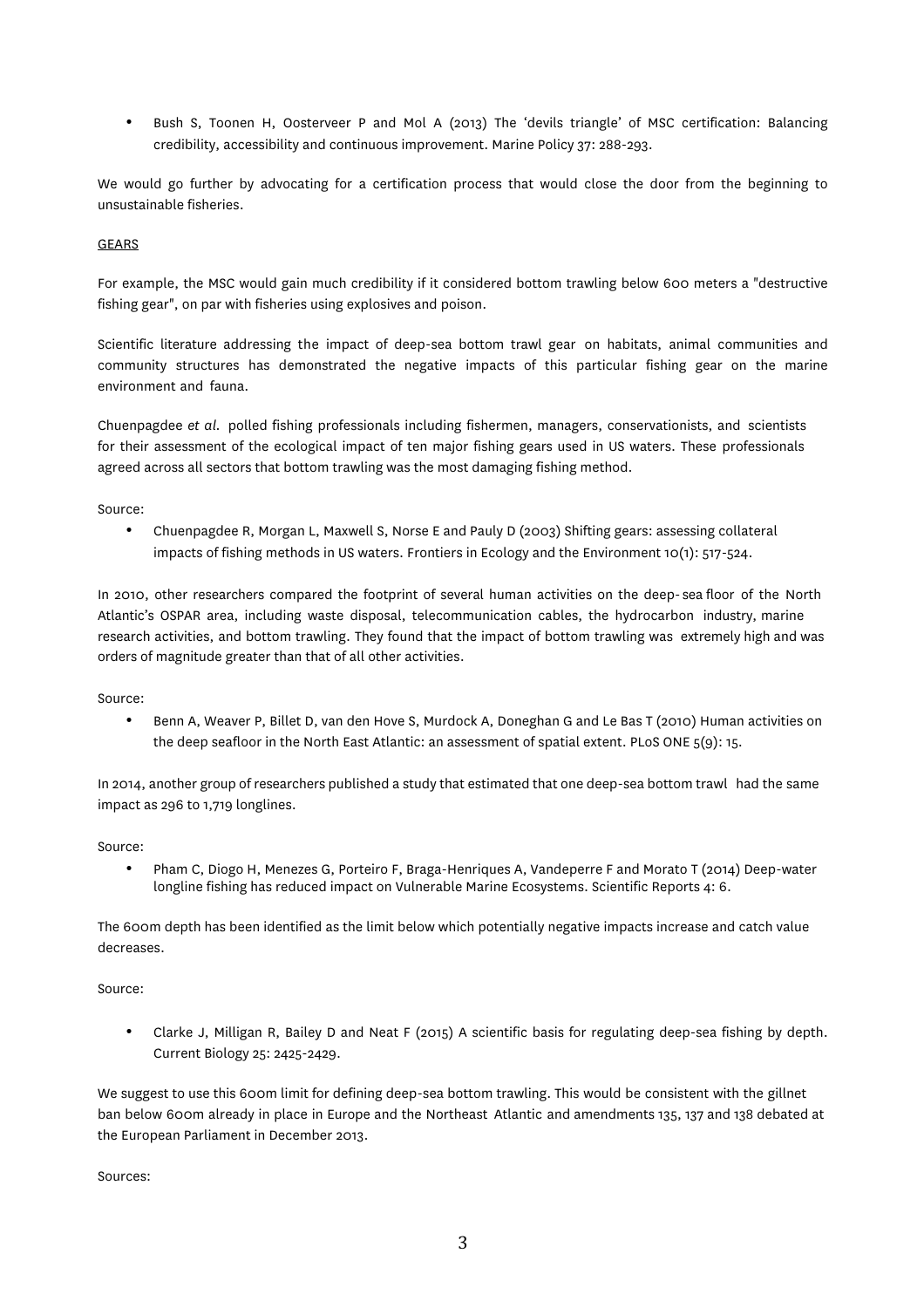- Bush S, Toonen H, Oosterveer P and Mol A (2013) The 'devils triangle' of MSC certification: Balancing credibility, accessibility and continuous improvement. Marine Policy 37: 288-293.

We would go further by advocating for a certification process that would close the door from the beginning to unsustainable fisheries.

GEARS

For example, the MSC would gain much credibility if it considered bottom trawling below 600 meters a "destructive fishing gear", on par with fisheries using explosives and poison.

Scientific literature addressing the impact of deep-sea bottom trawl gear on habitats, animal communities and community structures has demonstrated the negative impacts of this particular fishing gear on the marine environment and fauna.

Chuenpagdee *et al.* polled fishing professionals including fishermen, managers, conservationists, and scientists for their assessment of the ecological impact of ten major fishing gears used in US waters. These professionals agreed across all sectors that bottom trawling was the most damaging fishing method.

Source:

- Chuenpagdee R, Morgan L, Maxwell S, Norse E and Pauly D (2003) Shifting gears: assessing collateral impacts of fishing methods in US waters. Frontiers in Ecology and the Environment 10(1): 517-524.

In 2010, other researchers compared the footprint of several human activities on the deep-sea floor of the North Atlantic's OSPAR area, including waste disposal, telecommunication cables, the hydrocarbon industry, marine research activities, and bottom trawling. They found that the impact of bottom trawling was extremely high and was orders of magnitude greater than that of all other activities.

Source:

- Benn A, Weaver P, Billet D, van den Hove S, Murdock A, Doneghan G and Le Bas T (2010) Human activities on the deep seafloor in the North East Atlantic: an assessment of spatial extent. PLoS ONE 5(9): 15.

In 2014, another group of researchers published a study that estimated that one deep-sea bottom trawl had the same impact as 296 to 1,719 longlines.

Source:

- Pham C, Diogo H, Menezes G, Porteiro F, Braga-Henriques A, Vandeperre F and Morato T (2014) Deep-water longline fishing has reduced impact on Vulnerable Marine Ecosystems. Scientific Reports 4: 6.

The 600m depth has been identified as the limit below which potentially negative impacts increase and catch value decreases.

Source:

- Clarke J, Milligan R, Bailey D and Neat F (2015) A scientific basis for regulating deep-sea fishing by depth. Current Biology 25: 2425-2429.

We suggest to use this 600m limit for defining deep-sea bottom trawling. This would be consistent with the gillnet ban below 600m already in place in Europe and the Northeast Atlantic and amendments 135, 137 and 138 debated at the European Parliament in December 2013.

Sources: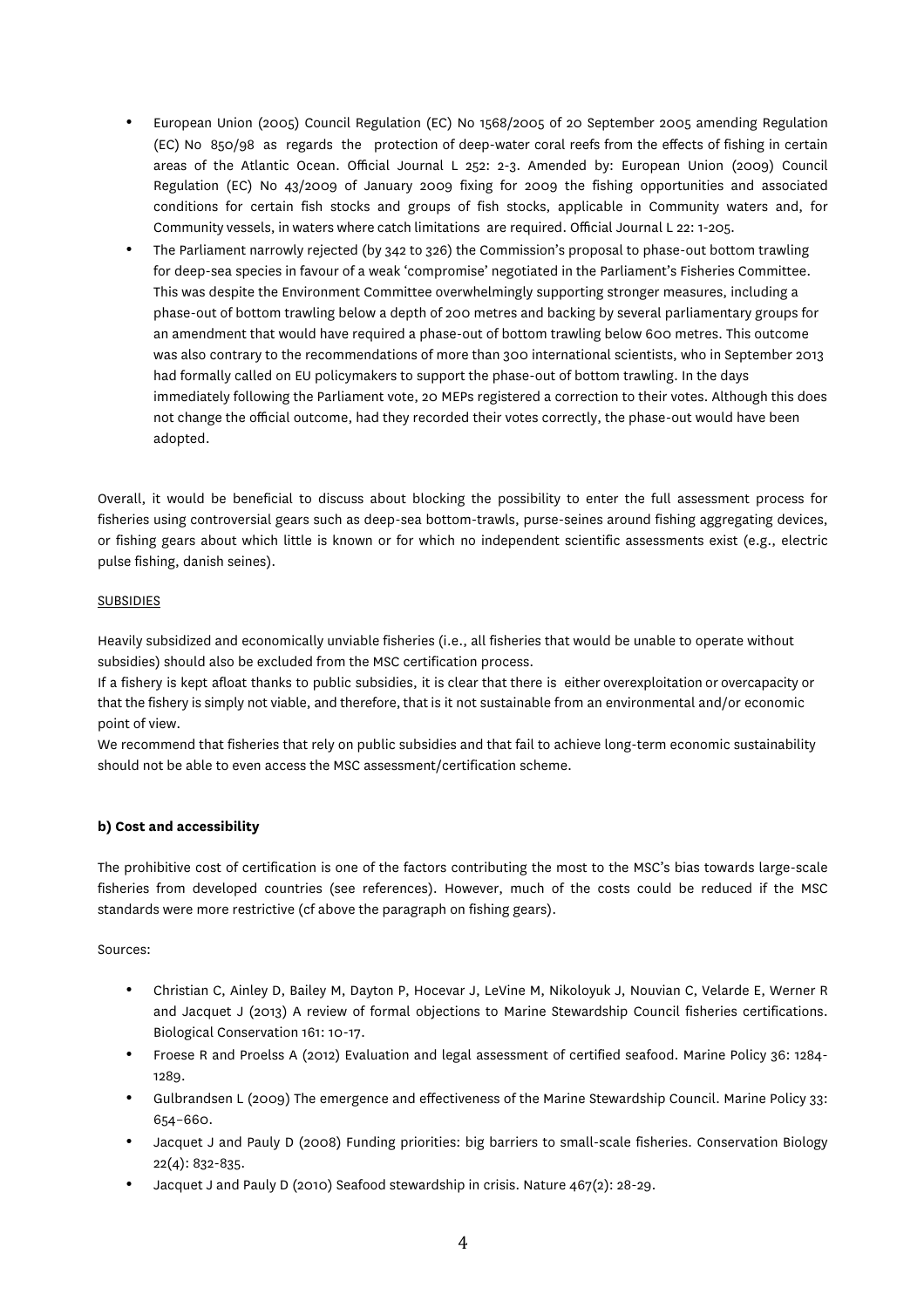- European Union (2005) Council Regulation (EC) No 1568/2005 of 20 September 2005 amending Regulation (EC) No 850/98 as regards the protection of deep-water coral reefs from the effects of fishing in certain areas of the Atlantic Ocean. Official Journal L 252: 2-3. Amended by: European Union (2009) Council Regulation (EC) No 43/2009 of January 2009 fixing for 2009 the fishing opportunities and associated conditions for certain fish stocks and groups of fish stocks, applicable in Community waters and, for Community vessels, in waters where catch limitations are required. Official Journal L 22: 1-205.
- The Parliament narrowly rejected (by 342 to 326) the Commission's proposal to phase-out bottom trawling for deep-sea species in favour of a weak 'compromise' negotiated in the Parliament's Fisheries Committee. This was despite the Environment Committee overwhelmingly supporting stronger measures, including a phase-out of bottom trawling below a depth of 200 metres and backing by several parliamentary groups for an amendment that would have required a phase-out of bottom trawling below 600 metres. This outcome was also contrary to the recommendations of more than 300 international scientists, who in September 2013 had formally called on EU policymakers to support the phase-out of bottom trawling. In the days immediately following the Parliament vote, 20 MEPs registered a correction to their votes. Although this does not change the official outcome, had they recorded their votes correctly, the phase-out would have been adopted.

Overall, it would be beneficial to discuss about blocking the possibility to enter the full assessment process for fisheries using controversial gears such as deep-sea bottom-trawls, purse-seines around fishing aggregating devices, or fishing gears about which little is known or for which no independent scientific assessments exist (e.g., electric pulse fishing, danish seines).

SUBSIDIES

Heavily subsidized and economically unviable fisheries (i.e., all fisheries that would be unable to operate without subsidies) should also be excluded from the MSC certification process.
If a fishery is kept afloat thanks to public subsidies, it is clear that there is either overexploitation or overcapacity or that the fishery is simply not viable, and therefore, that is it not sustainable from an environmental and/or economic point of view.
We recommend that fisheries that rely on public subsidies and that fail to achieve long-term economic sustainability should not be able to even access the MSC assessment/certification scheme.

**b) Cost and accessibility**

The prohibitive cost of certification is one of the factors contributing the most to the MSC's bias towards large-scale fisheries from developed countries (see references). However, much of the costs could be reduced if the MSC standards were more restrictive (cf above the paragraph on fishing gears).

Sources:

- Christian C, Ainley D, Bailey M, Dayton P, Hocevar J, LeVine M, Nikoloyuk J, Nouvian C, Velarde E, Werner R and Jacquet J (2013) A review of formal objections to Marine Stewardship Council fisheries certifications. Biological Conservation 161: 10-17.
- Froese R and Proelss A (2012) Evaluation and legal assessment of certified seafood. Marine Policy 36: 1284-1289.
- Gulbrandsen L (2009) The emergence and effectiveness of the Marine Stewardship Council. Marine Policy 33: 654–660.
- Jacquet J and Pauly D (2008) Funding priorities: big barriers to small-scale fisheries. Conservation Biology 22(4): 832-835.
- Jacquet J and Pauly D (2010) Seafood stewardship in crisis. Nature 467(2): 28-29.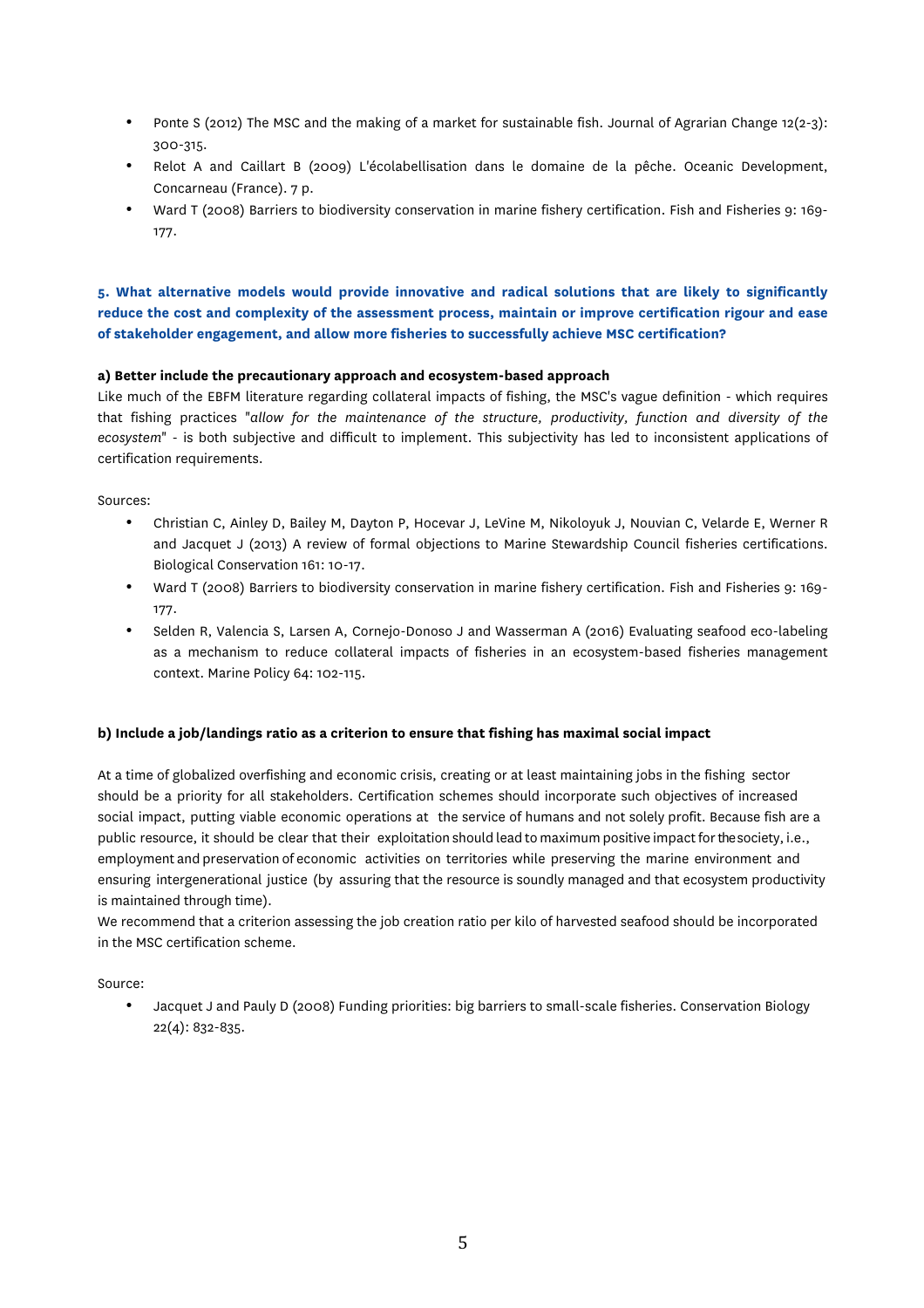- Ponte S (2012) The MSC and the making of a market for sustainable fish. Journal of Agrarian Change 12(2-3): 300-315.
- Relot A and Caillart B (2009) L'écolabellisation dans le domaine de la pêche. Oceanic Development, Concarneau (France). 7 p.
- Ward T (2008) Barriers to biodiversity conservation in marine fishery certification. Fish and Fisheries 9: 169-177.

### 5. What alternative models would provide innovative and radical solutions that are likely to significantly reduce the cost and complexity of the assessment process, maintain or improve certification rigour and ease of stakeholder engagement, and allow more fisheries to successfully achieve MSC certification?

**a) Better include the precautionary approach and ecosystem-based approach**

Like much of the EBFM literature regarding collateral impacts of fishing, the MSC's vague definition - which requires that fishing practices "*allow for the maintenance of the structure, productivity, function and diversity of the ecosystem*" - is both subjective and difficult to implement. This subjectivity has led to inconsistent applications of certification requirements.

Sources:

- Christian C, Ainley D, Bailey M, Dayton P, Hocevar J, LeVine M, Nikoloyuk J, Nouvian C, Velarde E, Werner R and Jacquet J (2013) A review of formal objections to Marine Stewardship Council fisheries certifications. Biological Conservation 161: 10-17.
- Ward T (2008) Barriers to biodiversity conservation in marine fishery certification. Fish and Fisheries 9: 169-177.
- Selden R, Valencia S, Larsen A, Cornejo-Donoso J and Wasserman A (2016) Evaluating seafood eco-labeling as a mechanism to reduce collateral impacts of fisheries in an ecosystem-based fisheries management context. Marine Policy 64: 102-115.

**b) Include a job/landings ratio as a criterion to ensure that fishing has maximal social impact**

At a time of globalized overfishing and economic crisis, creating or at least maintaining jobs in the fishing sector should be a priority for all stakeholders. Certification schemes should incorporate such objectives of increased social impact, putting viable economic operations at the service of humans and not solely profit. Because fish are a public resource, it should be clear that their exploitation should lead to maximum positive impact for the society, i.e., employment and preservation of economic activities on territories while preserving the marine environment and ensuring intergenerational justice (by assuring that the resource is soundly managed and that ecosystem productivity is maintained through time).

We recommend that a criterion assessing the job creation ratio per kilo of harvested seafood should be incorporated in the MSC certification scheme.

Source:

- Jacquet J and Pauly D (2008) Funding priorities: big barriers to small-scale fisheries. Conservation Biology 22(4): 832-835.